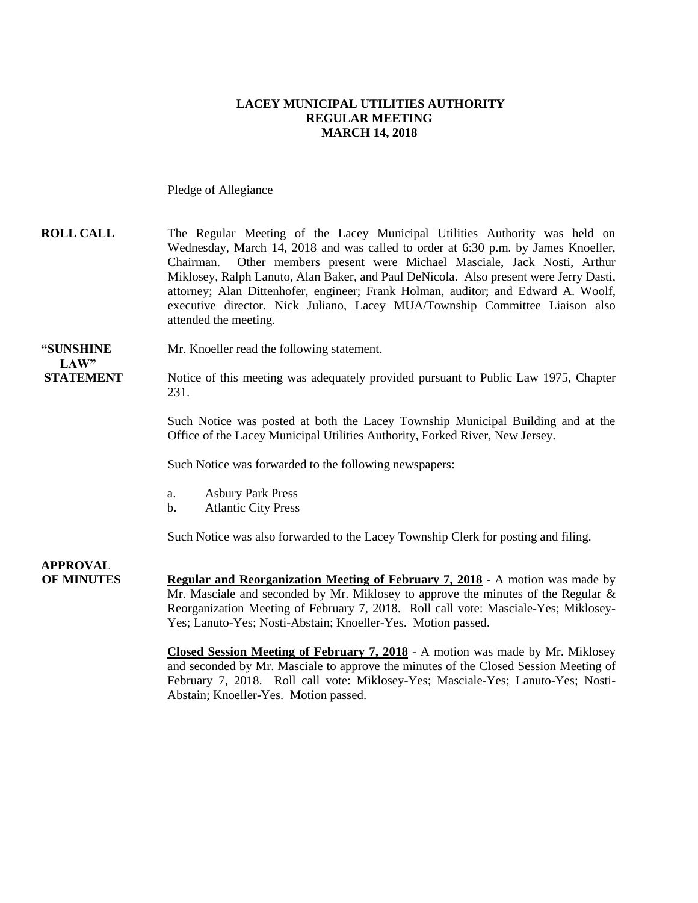**LACEY MUNICIPAL UTILITIES AUTHORITY**
**REGULAR MEETING**
**MARCH 14, 2018**

Pledge of Allegiance

**ROLL CALL** The Regular Meeting of the Lacey Municipal Utilities Authority was held on Wednesday, March 14, 2018 and was called to order at 6:30 p.m. by James Knoeller, Chairman. Other members present were Michael Masciale, Jack Nosti, Arthur Miklosey, Ralph Lanuto, Alan Baker, and Paul DeNicola. Also present were Jerry Dasti, attorney; Alan Dittenhofer, engineer; Frank Holman, auditor; and Edward A. Woolf, executive director. Nick Juliano, Lacey MUA/Township Committee Liaison also attended the meeting.

**"SUNSHINE LAW" STATEMENT** Mr. Knoeller read the following statement.

Notice of this meeting was adequately provided pursuant to Public Law 1975, Chapter 231.

Such Notice was posted at both the Lacey Township Municipal Building and at the Office of the Lacey Municipal Utilities Authority, Forked River, New Jersey.

Such Notice was forwarded to the following newspapers:

a. Asbury Park Press
b. Atlantic City Press

Such Notice was also forwarded to the Lacey Township Clerk for posting and filing.

**APPROVAL OF MINUTES**

**Regular and Reorganization Meeting of February 7, 2018** - A motion was made by Mr. Masciale and seconded by Mr. Miklosey to approve the minutes of the Regular & Reorganization Meeting of February 7, 2018. Roll call vote: Masciale-Yes; Miklosey-Yes; Lanuto-Yes; Nosti-Abstain; Knoeller-Yes. Motion passed.

**Closed Session Meeting of February 7, 2018** - A motion was made by Mr. Miklosey and seconded by Mr. Masciale to approve the minutes of the Closed Session Meeting of February 7, 2018. Roll call vote: Miklosey-Yes; Masciale-Yes; Lanuto-Yes; Nosti-Abstain; Knoeller-Yes. Motion passed.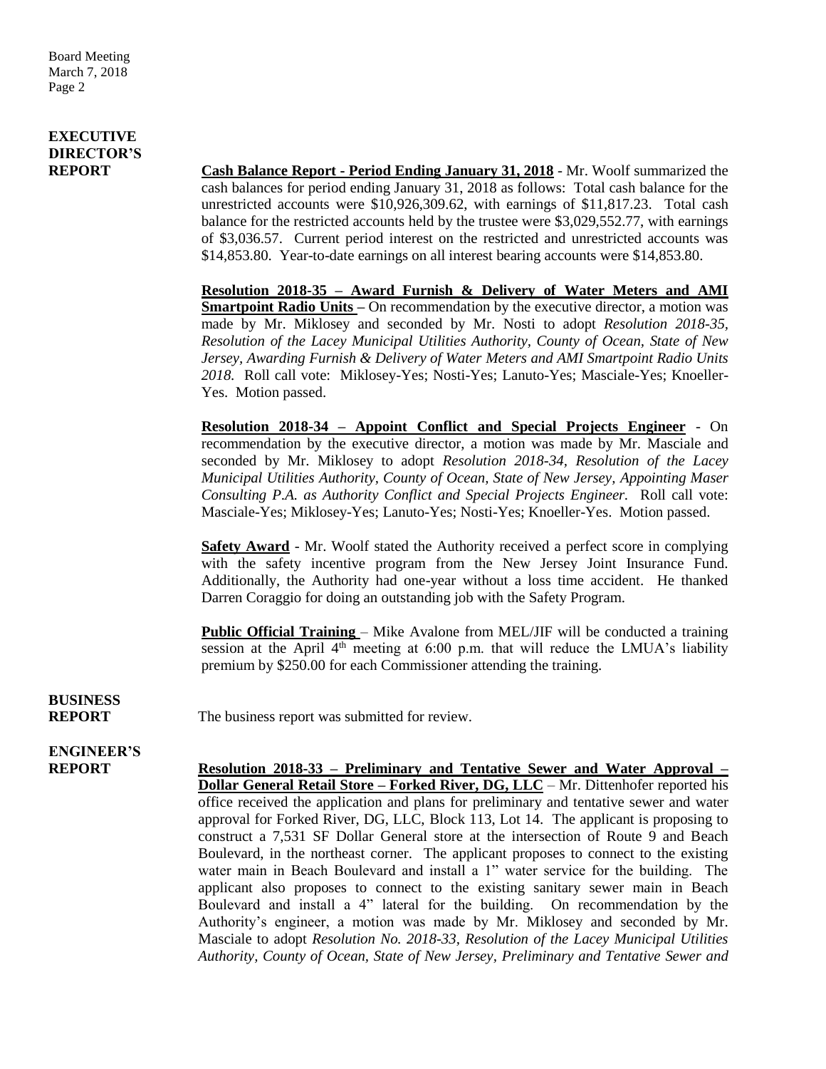## EXECUTIVE DIRECTOR'S REPORT

**Cash Balance Report - Period Ending January 31, 2018** - Mr. Woolf summarized the cash balances for period ending January 31, 2018 as follows: Total cash balance for the unrestricted accounts were \$10,926,309.62, with earnings of \$11,817.23. Total cash balance for the restricted accounts held by the trustee were \$3,029,552.77, with earnings of \$3,036.57. Current period interest on the restricted and unrestricted accounts was \$14,853.80. Year-to-date earnings on all interest bearing accounts were \$14,853.80.

**Resolution 2018-35 – Award Furnish & Delivery of Water Meters and AMI Smartpoint Radio Units** – On recommendation by the executive director, a motion was made by Mr. Miklosey and seconded by Mr. Nosti to adopt *Resolution 2018-35, Resolution of the Lacey Municipal Utilities Authority, County of Ocean, State of New Jersey, Awarding Furnish & Delivery of Water Meters and AMI Smartpoint Radio Units 2018.* Roll call vote: Miklosey-Yes; Nosti-Yes; Lanuto-Yes; Masciale-Yes; Knoeller-Yes. Motion passed.

**Resolution 2018-34 – Appoint Conflict and Special Projects Engineer** - On recommendation by the executive director, a motion was made by Mr. Masciale and seconded by Mr. Miklosey to adopt *Resolution 2018-34, Resolution of the Lacey Municipal Utilities Authority, County of Ocean, State of New Jersey, Appointing Maser Consulting P.A. as Authority Conflict and Special Projects Engineer.* Roll call vote: Masciale-Yes; Miklosey-Yes; Lanuto-Yes; Nosti-Yes; Knoeller-Yes. Motion passed.

**Safety Award** - Mr. Woolf stated the Authority received a perfect score in complying with the safety incentive program from the New Jersey Joint Insurance Fund. Additionally, the Authority had one-year without a loss time accident. He thanked Darren Coraggio for doing an outstanding job with the Safety Program.

**Public Official Training** – Mike Avalone from MEL/JIF will be conducted a training session at the April 4th meeting at 6:00 p.m. that will reduce the LMUA's liability premium by \$250.00 for each Commissioner attending the training.

## BUSINESS REPORT

The business report was submitted for review.

## ENGINEER'S REPORT

**Resolution 2018-33 – Preliminary and Tentative Sewer and Water Approval – Dollar General Retail Store – Forked River, DG, LLC** – Mr. Dittenhofer reported his office received the application and plans for preliminary and tentative sewer and water approval for Forked River, DG, LLC, Block 113, Lot 14. The applicant is proposing to construct a 7,531 SF Dollar General store at the intersection of Route 9 and Beach Boulevard, in the northeast corner. The applicant proposes to connect to the existing water main in Beach Boulevard and install a 1" water service for the building. The applicant also proposes to connect to the existing sanitary sewer main in Beach Boulevard and install a 4" lateral for the building. On recommendation by the Authority's engineer, a motion was made by Mr. Miklosey and seconded by Mr. Masciale to adopt *Resolution No. 2018-33, Resolution of the Lacey Municipal Utilities Authority, County of Ocean, State of New Jersey, Preliminary and Tentative Sewer and*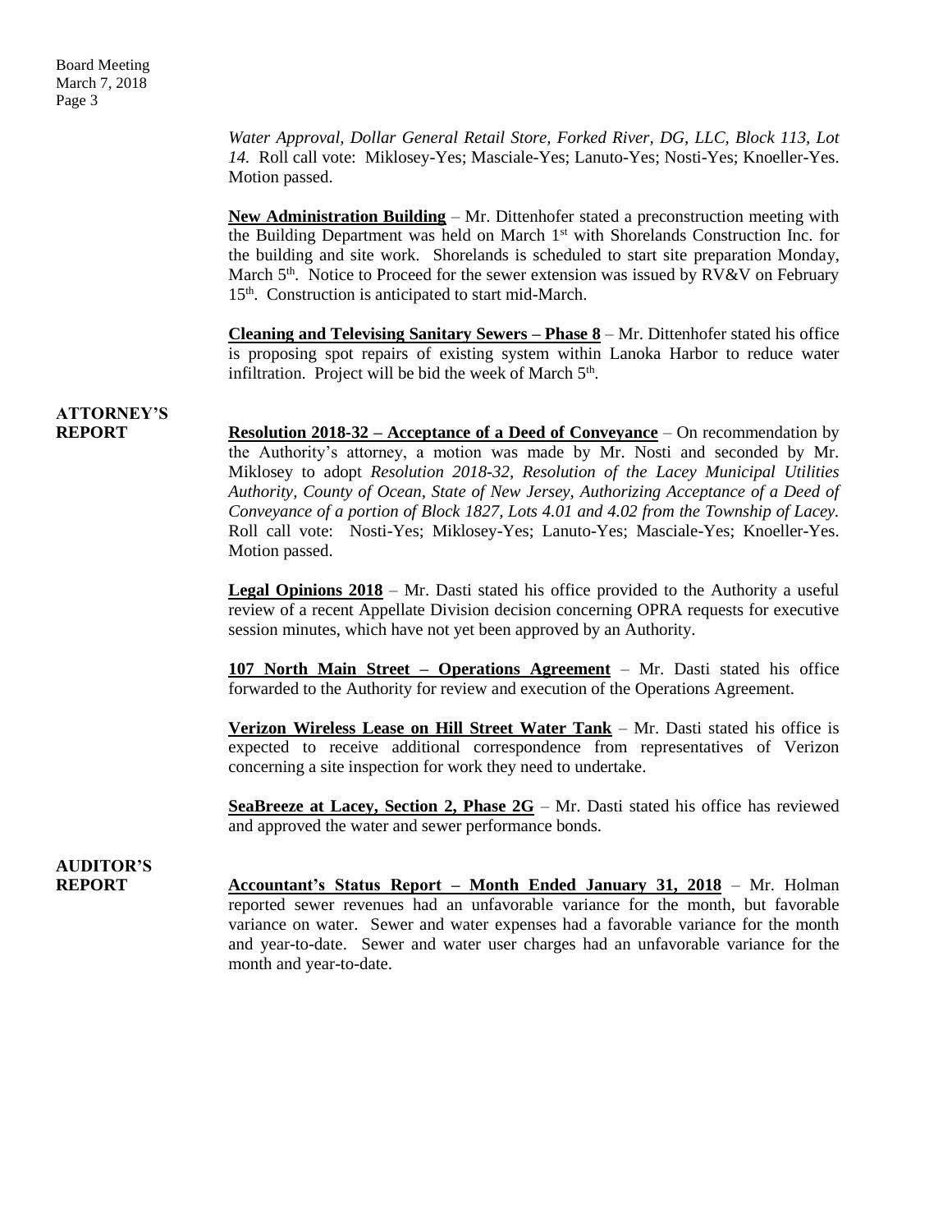*Water Approval, Dollar General Retail Store, Forked River, DG, LLC, Block 113, Lot 14.* Roll call vote: Miklosey-Yes; Masciale-Yes; Lanuto-Yes; Nosti-Yes; Knoeller-Yes. Motion passed.

**New Administration Building** – Mr. Dittenhofer stated a preconstruction meeting with the Building Department was held on March 1st with Shorelands Construction Inc. for the building and site work. Shorelands is scheduled to start site preparation Monday, March 5th. Notice to Proceed for the sewer extension was issued by RV&V on February 15th. Construction is anticipated to start mid-March.

**Cleaning and Televising Sanitary Sewers – Phase 8** – Mr. Dittenhofer stated his office is proposing spot repairs of existing system within Lanoka Harbor to reduce water infiltration. Project will be bid the week of March 5th.

## ATTORNEY'S REPORT

**Resolution 2018-32 – Acceptance of a Deed of Conveyance** – On recommendation by the Authority's attorney, a motion was made by Mr. Nosti and seconded by Mr. Miklosey to adopt *Resolution 2018-32, Resolution of the Lacey Municipal Utilities Authority, County of Ocean, State of New Jersey, Authorizing Acceptance of a Deed of Conveyance of a portion of Block 1827, Lots 4.01 and 4.02 from the Township of Lacey.* Roll call vote: Nosti-Yes; Miklosey-Yes; Lanuto-Yes; Masciale-Yes; Knoeller-Yes. Motion passed.

**Legal Opinions 2018** – Mr. Dasti stated his office provided to the Authority a useful review of a recent Appellate Division decision concerning OPRA requests for executive session minutes, which have not yet been approved by an Authority.

**107 North Main Street – Operations Agreement** – Mr. Dasti stated his office forwarded to the Authority for review and execution of the Operations Agreement.

**Verizon Wireless Lease on Hill Street Water Tank** – Mr. Dasti stated his office is expected to receive additional correspondence from representatives of Verizon concerning a site inspection for work they need to undertake.

**SeaBreeze at Lacey, Section 2, Phase 2G** – Mr. Dasti stated his office has reviewed and approved the water and sewer performance bonds.

## AUDITOR'S REPORT

**Accountant's Status Report – Month Ended January 31, 2018** – Mr. Holman reported sewer revenues had an unfavorable variance for the month, but favorable variance on water. Sewer and water expenses had a favorable variance for the month and year-to-date. Sewer and water user charges had an unfavorable variance for the month and year-to-date.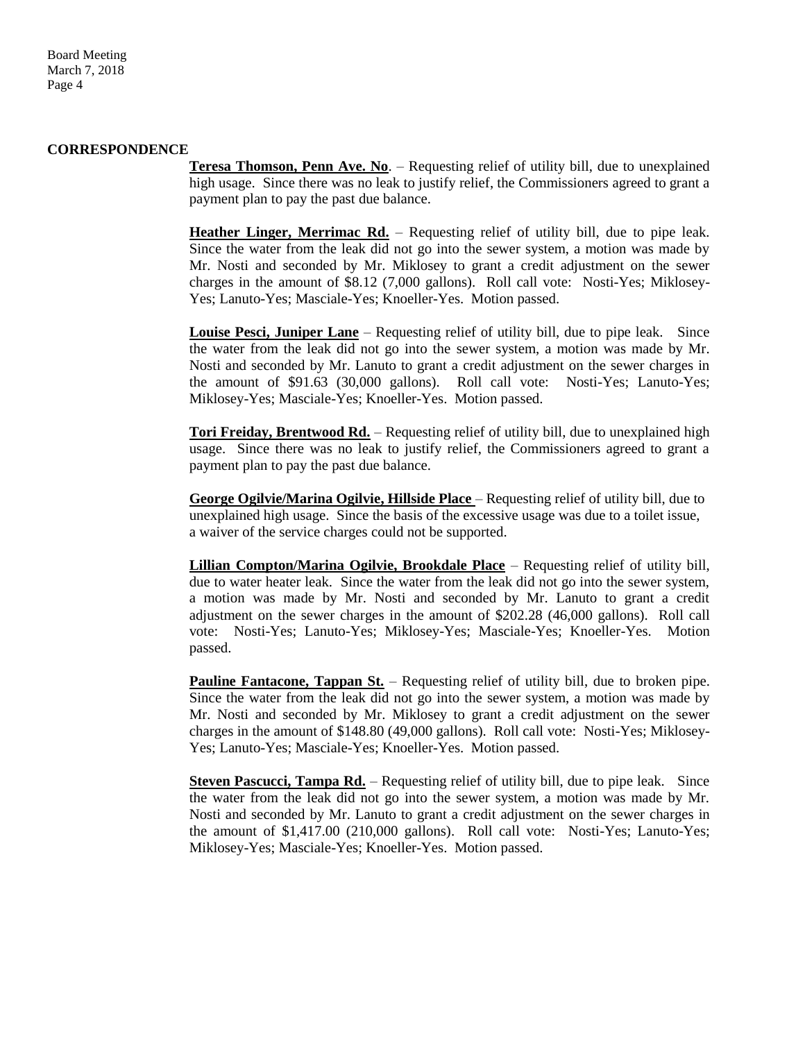## CORRESPONDENCE

**Teresa Thomson, Penn Ave. No**. – Requesting relief of utility bill, due to unexplained high usage. Since there was no leak to justify relief, the Commissioners agreed to grant a payment plan to pay the past due balance.

**Heather Linger, Merrimac Rd.** – Requesting relief of utility bill, due to pipe leak. Since the water from the leak did not go into the sewer system, a motion was made by Mr. Nosti and seconded by Mr. Miklosey to grant a credit adjustment on the sewer charges in the amount of $8.12 (7,000 gallons). Roll call vote: Nosti-Yes; Miklosey-Yes; Lanuto-Yes; Masciale-Yes; Knoeller-Yes. Motion passed.

**Louise Pesci, Juniper Lane** – Requesting relief of utility bill, due to pipe leak. Since the water from the leak did not go into the sewer system, a motion was made by Mr. Nosti and seconded by Mr. Lanuto to grant a credit adjustment on the sewer charges in the amount of $91.63 (30,000 gallons). Roll call vote: Nosti-Yes; Lanuto-Yes; Miklosey-Yes; Masciale-Yes; Knoeller-Yes. Motion passed.

**Tori Freiday, Brentwood Rd.** – Requesting relief of utility bill, due to unexplained high usage. Since there was no leak to justify relief, the Commissioners agreed to grant a payment plan to pay the past due balance.

**George Ogilvie/Marina Ogilvie, Hillside Place** – Requesting relief of utility bill, due to unexplained high usage. Since the basis of the excessive usage was due to a toilet issue, a waiver of the service charges could not be supported.

**Lillian Compton/Marina Ogilvie, Brookdale Place** – Requesting relief of utility bill, due to water heater leak. Since the water from the leak did not go into the sewer system, a motion was made by Mr. Nosti and seconded by Mr. Lanuto to grant a credit adjustment on the sewer charges in the amount of $202.28 (46,000 gallons). Roll call vote: Nosti-Yes; Lanuto-Yes; Miklosey-Yes; Masciale-Yes; Knoeller-Yes. Motion passed.

**Pauline Fantacone, Tappan St.** – Requesting relief of utility bill, due to broken pipe. Since the water from the leak did not go into the sewer system, a motion was made by Mr. Nosti and seconded by Mr. Miklosey to grant a credit adjustment on the sewer charges in the amount of $148.80 (49,000 gallons). Roll call vote: Nosti-Yes; Miklosey-Yes; Lanuto-Yes; Masciale-Yes; Knoeller-Yes. Motion passed.

**Steven Pascucci, Tampa Rd.** – Requesting relief of utility bill, due to pipe leak. Since the water from the leak did not go into the sewer system, a motion was made by Mr. Nosti and seconded by Mr. Lanuto to grant a credit adjustment on the sewer charges in the amount of $1,417.00 (210,000 gallons). Roll call vote: Nosti-Yes; Lanuto-Yes; Miklosey-Yes; Masciale-Yes; Knoeller-Yes. Motion passed.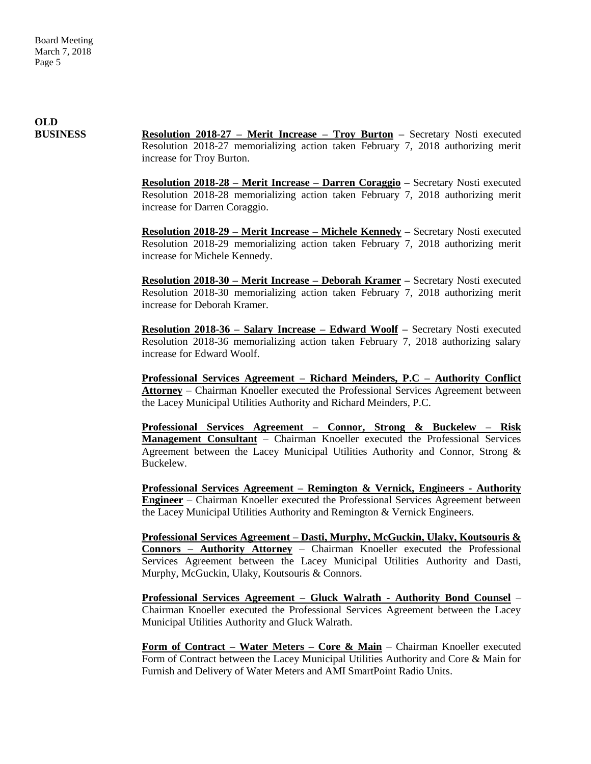**OLD BUSINESS**

**Resolution 2018-27 – Merit Increase – Troy Burton** – Secretary Nosti executed Resolution 2018-27 memorializing action taken February 7, 2018 authorizing merit increase for Troy Burton.

**Resolution 2018-28 – Merit Increase – Darren Coraggio** – Secretary Nosti executed Resolution 2018-28 memorializing action taken February 7, 2018 authorizing merit increase for Darren Coraggio.

**Resolution 2018-29 – Merit Increase – Michele Kennedy** – Secretary Nosti executed Resolution 2018-29 memorializing action taken February 7, 2018 authorizing merit increase for Michele Kennedy.

**Resolution 2018-30 – Merit Increase – Deborah Kramer** – Secretary Nosti executed Resolution 2018-30 memorializing action taken February 7, 2018 authorizing merit increase for Deborah Kramer.

**Resolution 2018-36 – Salary Increase – Edward Woolf** – Secretary Nosti executed Resolution 2018-36 memorializing action taken February 7, 2018 authorizing salary increase for Edward Woolf.

**Professional Services Agreement – Richard Meinders, P.C – Authority Conflict Attorney** – Chairman Knoeller executed the Professional Services Agreement between the Lacey Municipal Utilities Authority and Richard Meinders, P.C.

**Professional Services Agreement – Connor, Strong & Buckelew – Risk Management Consultant** – Chairman Knoeller executed the Professional Services Agreement between the Lacey Municipal Utilities Authority and Connor, Strong & Buckelew.

**Professional Services Agreement – Remington & Vernick, Engineers - Authority Engineer** – Chairman Knoeller executed the Professional Services Agreement between the Lacey Municipal Utilities Authority and Remington & Vernick Engineers.

**Professional Services Agreement – Dasti, Murphy, McGuckin, Ulaky, Koutsouris & Connors – Authority Attorney** – Chairman Knoeller executed the Professional Services Agreement between the Lacey Municipal Utilities Authority and Dasti, Murphy, McGuckin, Ulaky, Koutsouris & Connors.

**Professional Services Agreement – Gluck Walrath - Authority Bond Counsel** – Chairman Knoeller executed the Professional Services Agreement between the Lacey Municipal Utilities Authority and Gluck Walrath.

**Form of Contract – Water Meters – Core & Main** – Chairman Knoeller executed Form of Contract between the Lacey Municipal Utilities Authority and Core & Main for Furnish and Delivery of Water Meters and AMI SmartPoint Radio Units.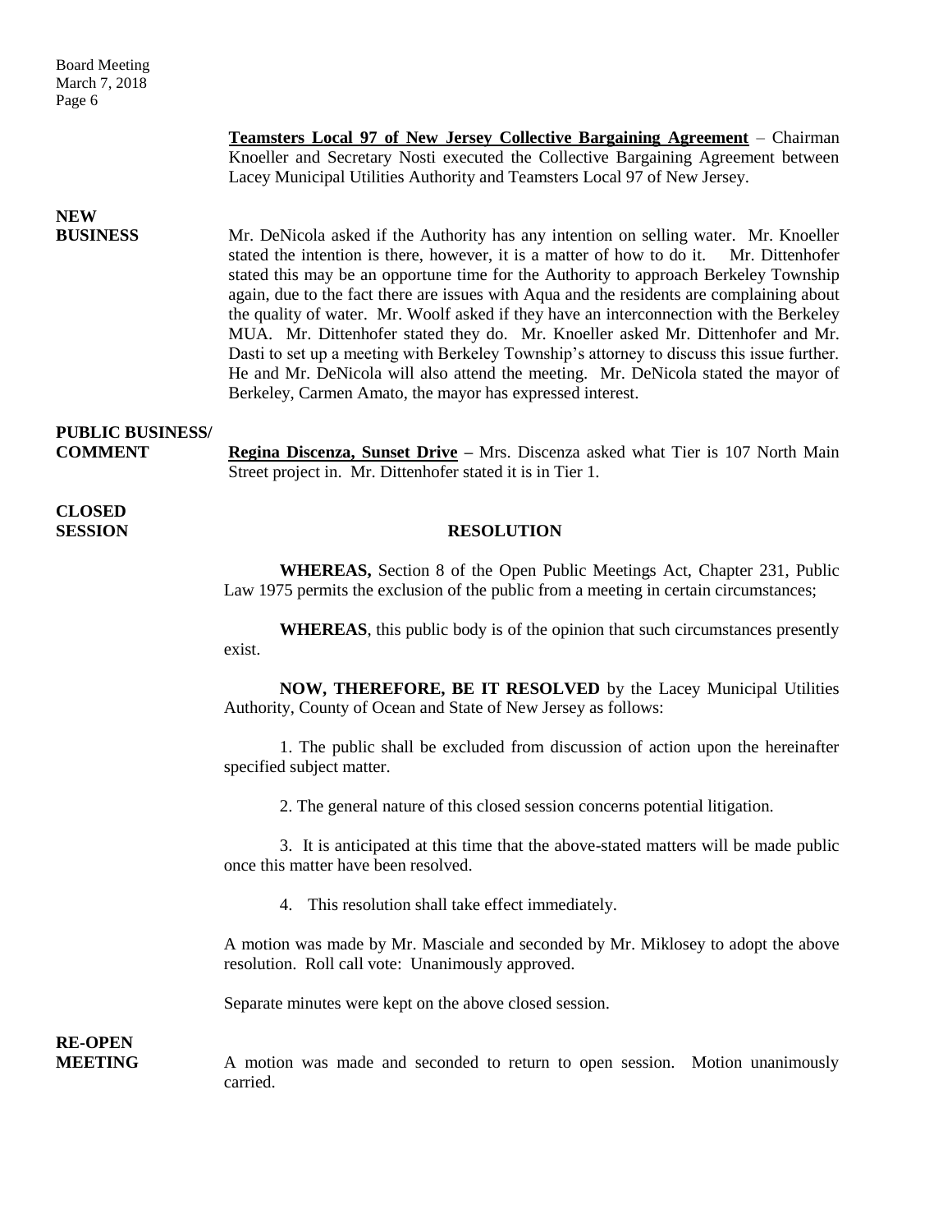**Teamsters Local 97 of New Jersey Collective Bargaining Agreement** – Chairman Knoeller and Secretary Nosti executed the Collective Bargaining Agreement between Lacey Municipal Utilities Authority and Teamsters Local 97 of New Jersey.

**NEW BUSINESS**

Mr. DeNicola asked if the Authority has any intention on selling water. Mr. Knoeller stated the intention is there, however, it is a matter of how to do it. Mr. Dittenhofer stated this may be an opportune time for the Authority to approach Berkeley Township again, due to the fact there are issues with Aqua and the residents are complaining about the quality of water. Mr. Woolf asked if they have an interconnection with the Berkeley MUA. Mr. Dittenhofer stated they do. Mr. Knoeller asked Mr. Dittenhofer and Mr. Dasti to set up a meeting with Berkeley Township's attorney to discuss this issue further. He and Mr. DeNicola will also attend the meeting. Mr. DeNicola stated the mayor of Berkeley, Carmen Amato, the mayor has expressed interest.

**PUBLIC BUSINESS/ COMMENT**

**Regina Discenza, Sunset Drive** – Mrs. Discenza asked what Tier is 107 North Main Street project in. Mr. Dittenhofer stated it is in Tier 1.

**CLOSED SESSION**

**RESOLUTION**

**WHEREAS,** Section 8 of the Open Public Meetings Act, Chapter 231, Public Law 1975 permits the exclusion of the public from a meeting in certain circumstances;

**WHEREAS**, this public body is of the opinion that such circumstances presently exist.

**NOW, THEREFORE, BE IT RESOLVED** by the Lacey Municipal Utilities Authority, County of Ocean and State of New Jersey as follows:

1. The public shall be excluded from discussion of action upon the hereinafter specified subject matter.

2. The general nature of this closed session concerns potential litigation.

3. It is anticipated at this time that the above-stated matters will be made public once this matter have been resolved.

4. This resolution shall take effect immediately.

A motion was made by Mr. Masciale and seconded by Mr. Miklosey to adopt the above resolution. Roll call vote: Unanimously approved.

Separate minutes were kept on the above closed session.

**RE-OPEN MEETING**

A motion was made and seconded to return to open session. Motion unanimously carried.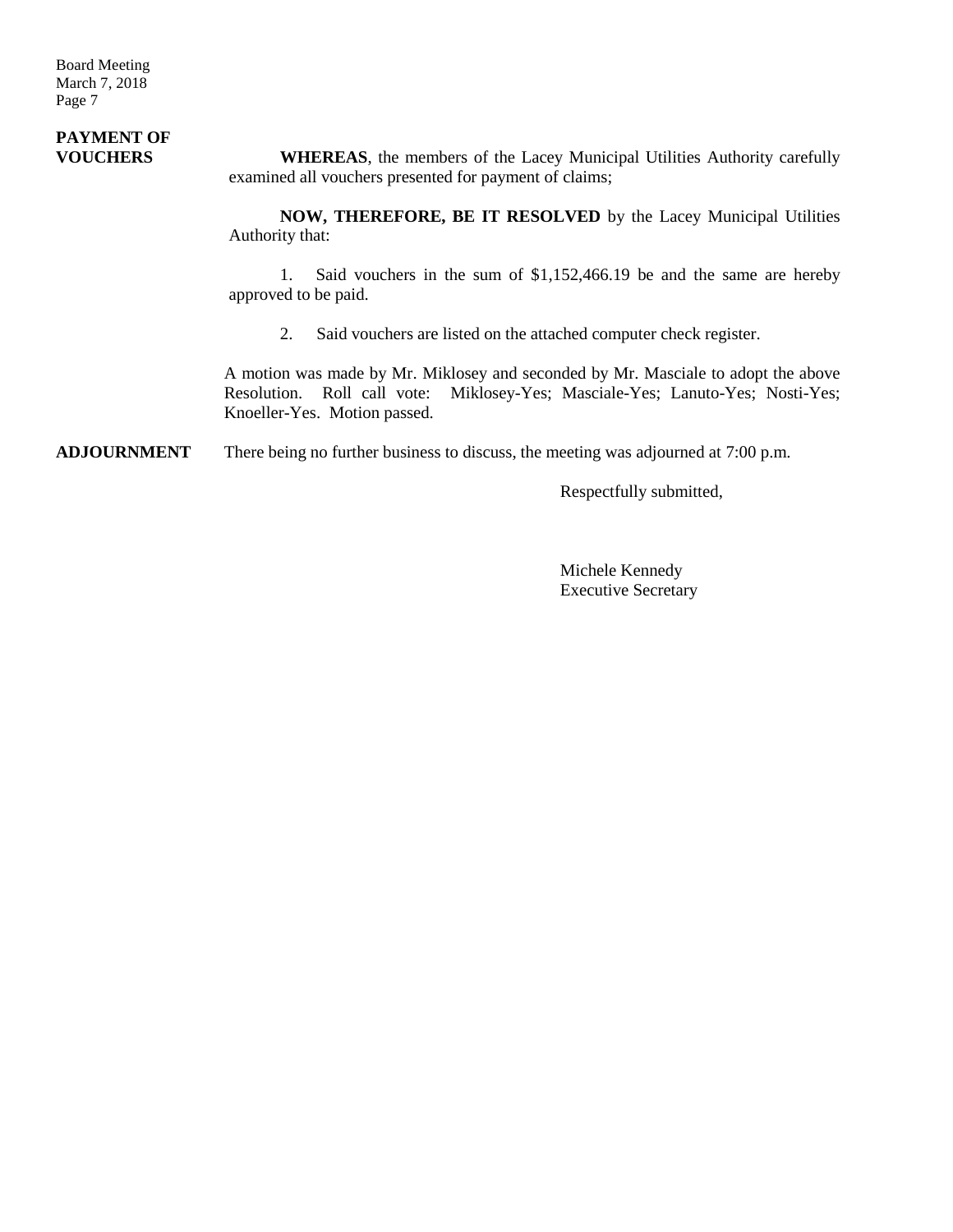**PAYMENT OF VOUCHERS**

**WHEREAS**, the members of the Lacey Municipal Utilities Authority carefully examined all vouchers presented for payment of claims;

**NOW, THEREFORE, BE IT RESOLVED** by the Lacey Municipal Utilities Authority that:

1. Said vouchers in the sum of $1,152,466.19 be and the same are hereby approved to be paid.

2. Said vouchers are listed on the attached computer check register.

A motion was made by Mr. Miklosey and seconded by Mr. Masciale to adopt the above Resolution. Roll call vote: Miklosey-Yes; Masciale-Yes; Lanuto-Yes; Nosti-Yes; Knoeller-Yes. Motion passed.

**ADJOURNMENT** There being no further business to discuss, the meeting was adjourned at 7:00 p.m.

Respectfully submitted,

Michele Kennedy
Executive Secretary